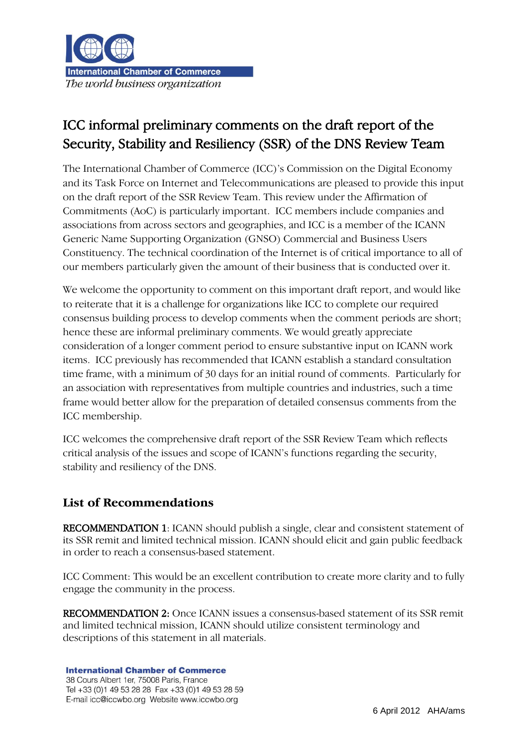International Chamber of Commerce

*The world business organization*

# ICC informal preliminary comments on the draft report of the Security, Stability and Resiliency (SSR) of the DNS Review Team

The International Chamber of Commerce (ICC)'s Commission on the Digital Economy and its Task Force on Internet and Telecommunications are pleased to provide this input on the draft report of the SSR Review Team. This review under the Affirmation of Commitments (AoC) is particularly important. ICC members include companies and associations from across sectors and geographies, and ICC is a member of the ICANN Generic Name Supporting Organization (GNSO) Commercial and Business Users Constituency. The technical coordination of the Internet is of critical importance to all of our members particularly given the amount of their business that is conducted over it.

We welcome the opportunity to comment on this important draft report, and would like to reiterate that it is a challenge for organizations like ICC to complete our required consensus building process to develop comments when the comment periods are short; hence these are informal preliminary comments. We would greatly appreciate consideration of a longer comment period to ensure substantive input on ICANN work items. ICC previously has recommended that ICANN establish a standard consultation time frame, with a minimum of 30 days for an initial round of comments. Particularly for an association with representatives from multiple countries and industries, such a time frame would better allow for the preparation of detailed consensus comments from the ICC membership.

ICC welcomes the comprehensive draft report of the SSR Review Team which reflects critical analysis of the issues and scope of ICANN's functions regarding the security, stability and resiliency of the DNS.

## List of Recommendations

**RECOMMENDATION 1**: ICANN should publish a single, clear and consistent statement of its SSR remit and limited technical mission. ICANN should elicit and gain public feedback in order to reach a consensus-based statement.

ICC Comment: This would be an excellent contribution to create more clarity and to fully engage the community in the process.

**RECOMMENDATION 2:** Once ICANN issues a consensus-based statement of its SSR remit and limited technical mission, ICANN should utilize consistent terminology and descriptions of this statement in all materials.

International Chamber of Commerce
38 Cours Albert 1er, 75008 Paris, France
Tel +33 (0)1 49 53 28 28 Fax +33 (0)1 49 53 28 59
E-mail icc@iccwbo.org Website www.iccwbo.org

6 April 2012 AHA/ams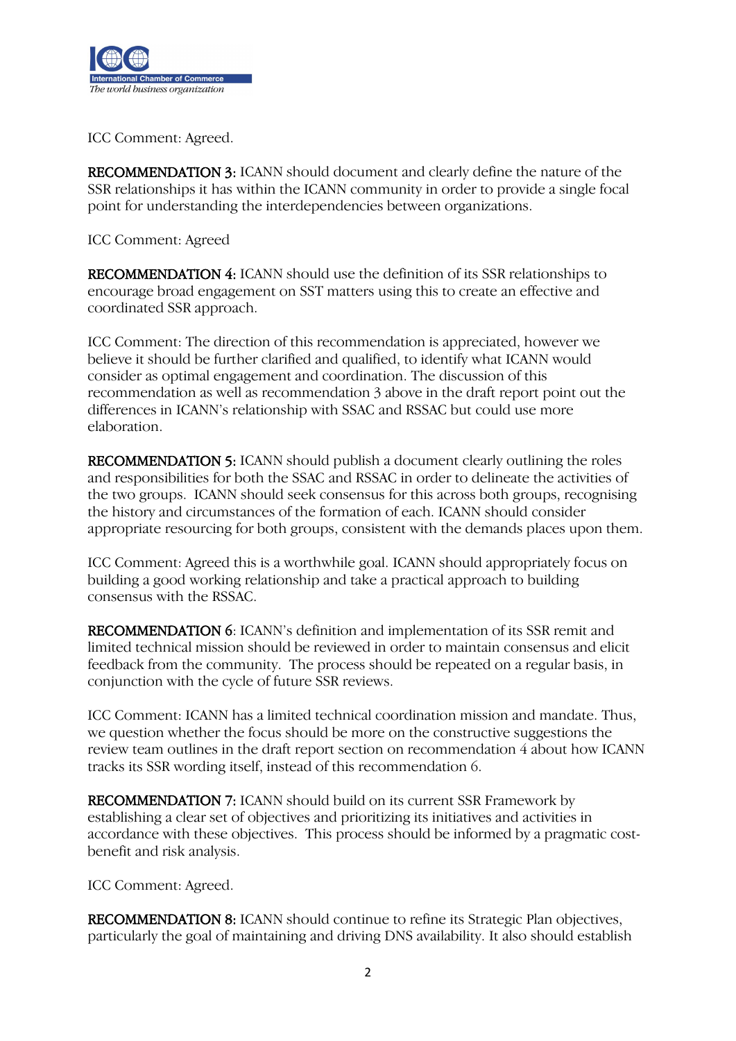ICC Comment: Agreed.

**RECOMMENDATION 3:** ICANN should document and clearly define the nature of the SSR relationships it has within the ICANN community in order to provide a single focal point for understanding the interdependencies between organizations.

ICC Comment: Agreed

**RECOMMENDATION 4:** ICANN should use the definition of its SSR relationships to encourage broad engagement on SST matters using this to create an effective and coordinated SSR approach.

ICC Comment: The direction of this recommendation is appreciated, however we believe it should be further clarified and qualified, to identify what ICANN would consider as optimal engagement and coordination. The discussion of this recommendation as well as recommendation 3 above in the draft report point out the differences in ICANN's relationship with SSAC and RSSAC but could use more elaboration.

**RECOMMENDATION 5:** ICANN should publish a document clearly outlining the roles and responsibilities for both the SSAC and RSSAC in order to delineate the activities of the two groups. ICANN should seek consensus for this across both groups, recognising the history and circumstances of the formation of each. ICANN should consider appropriate resourcing for both groups, consistent with the demands places upon them.

ICC Comment: Agreed this is a worthwhile goal. ICANN should appropriately focus on building a good working relationship and take a practical approach to building consensus with the RSSAC.

**RECOMMENDATION 6**: ICANN's definition and implementation of its SSR remit and limited technical mission should be reviewed in order to maintain consensus and elicit feedback from the community. The process should be repeated on a regular basis, in conjunction with the cycle of future SSR reviews.

ICC Comment: ICANN has a limited technical coordination mission and mandate. Thus, we question whether the focus should be more on the constructive suggestions the review team outlines in the draft report section on recommendation 4 about how ICANN tracks its SSR wording itself, instead of this recommendation 6.

**RECOMMENDATION 7:** ICANN should build on its current SSR Framework by establishing a clear set of objectives and prioritizing its initiatives and activities in accordance with these objectives. This process should be informed by a pragmatic cost-benefit and risk analysis.

ICC Comment: Agreed.

**RECOMMENDATION 8:** ICANN should continue to refine its Strategic Plan objectives, particularly the goal of maintaining and driving DNS availability. It also should establish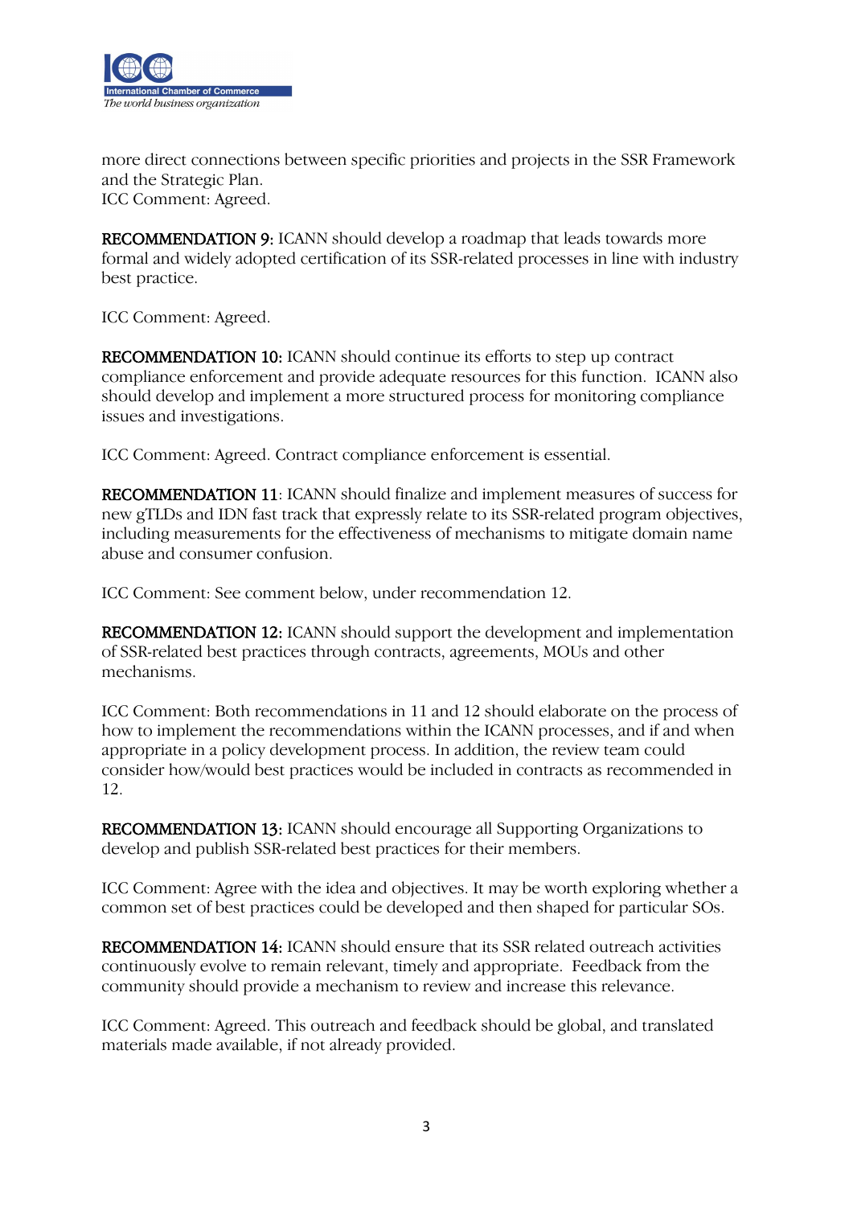more direct connections between specific priorities and projects in the SSR Framework and the Strategic Plan.
ICC Comment: Agreed.

**RECOMMENDATION 9:** ICANN should develop a roadmap that leads towards more formal and widely adopted certification of its SSR-related processes in line with industry best practice.

ICC Comment: Agreed.

**RECOMMENDATION 10:** ICANN should continue its efforts to step up contract compliance enforcement and provide adequate resources for this function. ICANN also should develop and implement a more structured process for monitoring compliance issues and investigations.

ICC Comment: Agreed. Contract compliance enforcement is essential.

**RECOMMENDATION 11**: ICANN should finalize and implement measures of success for new gTLDs and IDN fast track that expressly relate to its SSR-related program objectives, including measurements for the effectiveness of mechanisms to mitigate domain name abuse and consumer confusion.

ICC Comment: See comment below, under recommendation 12.

**RECOMMENDATION 12:** ICANN should support the development and implementation of SSR-related best practices through contracts, agreements, MOUs and other mechanisms.

ICC Comment: Both recommendations in 11 and 12 should elaborate on the process of how to implement the recommendations within the ICANN processes, and if and when appropriate in a policy development process. In addition, the review team could consider how/would best practices would be included in contracts as recommended in 12.

**RECOMMENDATION 13:** ICANN should encourage all Supporting Organizations to develop and publish SSR-related best practices for their members.

ICC Comment: Agree with the idea and objectives. It may be worth exploring whether a common set of best practices could be developed and then shaped for particular SOs.

**RECOMMENDATION 14:** ICANN should ensure that its SSR related outreach activities continuously evolve to remain relevant, timely and appropriate. Feedback from the community should provide a mechanism to review and increase this relevance.

ICC Comment: Agreed. This outreach and feedback should be global, and translated materials made available, if not already provided.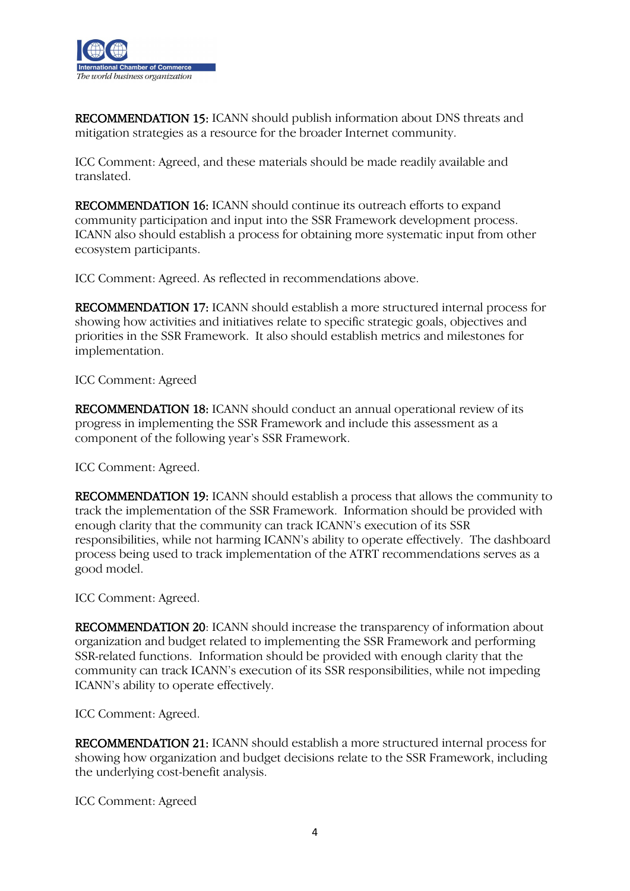**RECOMMENDATION 15:** ICANN should publish information about DNS threats and mitigation strategies as a resource for the broader Internet community.

ICC Comment: Agreed, and these materials should be made readily available and translated.

**RECOMMENDATION 16:** ICANN should continue its outreach efforts to expand community participation and input into the SSR Framework development process. ICANN also should establish a process for obtaining more systematic input from other ecosystem participants.

ICC Comment: Agreed. As reflected in recommendations above.

**RECOMMENDATION 17:** ICANN should establish a more structured internal process for showing how activities and initiatives relate to specific strategic goals, objectives and priorities in the SSR Framework. It also should establish metrics and milestones for implementation.

ICC Comment: Agreed

**RECOMMENDATION 18:** ICANN should conduct an annual operational review of its progress in implementing the SSR Framework and include this assessment as a component of the following year's SSR Framework.

ICC Comment: Agreed.

**RECOMMENDATION 19:** ICANN should establish a process that allows the community to track the implementation of the SSR Framework. Information should be provided with enough clarity that the community can track ICANN's execution of its SSR responsibilities, while not harming ICANN's ability to operate effectively. The dashboard process being used to track implementation of the ATRT recommendations serves as a good model.

ICC Comment: Agreed.

**RECOMMENDATION 20**: ICANN should increase the transparency of information about organization and budget related to implementing the SSR Framework and performing SSR-related functions. Information should be provided with enough clarity that the community can track ICANN's execution of its SSR responsibilities, while not impeding ICANN's ability to operate effectively.

ICC Comment: Agreed.

**RECOMMENDATION 21:** ICANN should establish a more structured internal process for showing how organization and budget decisions relate to the SSR Framework, including the underlying cost-benefit analysis.

ICC Comment: Agreed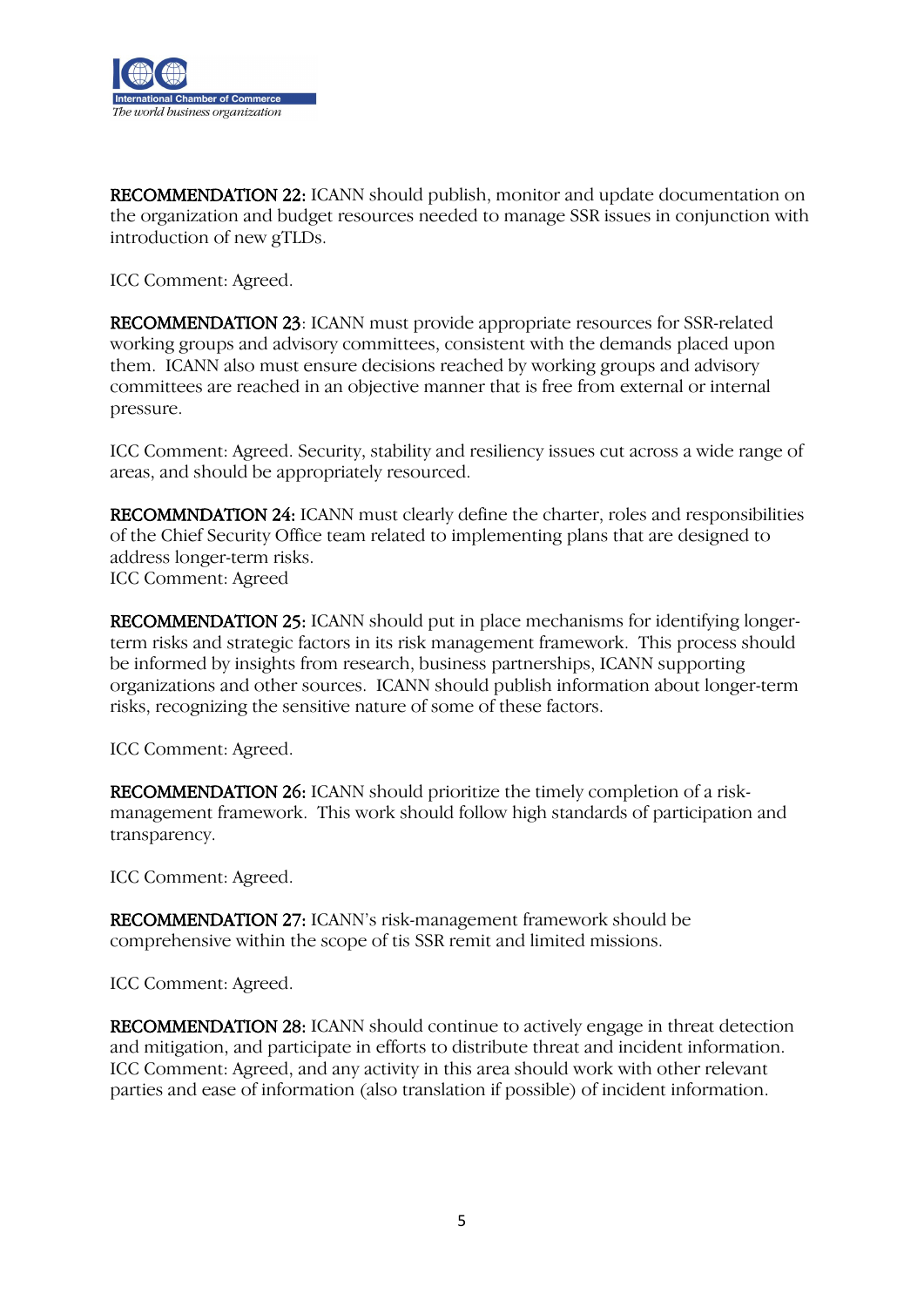**RECOMMENDATION 22:** ICANN should publish, monitor and update documentation on the organization and budget resources needed to manage SSR issues in conjunction with introduction of new gTLDs.

ICC Comment: Agreed.

**RECOMMENDATION 23**: ICANN must provide appropriate resources for SSR-related working groups and advisory committees, consistent with the demands placed upon them. ICANN also must ensure decisions reached by working groups and advisory committees are reached in an objective manner that is free from external or internal pressure.

ICC Comment: Agreed. Security, stability and resiliency issues cut across a wide range of areas, and should be appropriately resourced.

**RECOMMNDATION 24:** ICANN must clearly define the charter, roles and responsibilities of the Chief Security Office team related to implementing plans that are designed to address longer-term risks.
ICC Comment: Agreed

**RECOMMENDATION 25:** ICANN should put in place mechanisms for identifying longer-term risks and strategic factors in its risk management framework. This process should be informed by insights from research, business partnerships, ICANN supporting organizations and other sources. ICANN should publish information about longer-term risks, recognizing the sensitive nature of some of these factors.

ICC Comment: Agreed.

**RECOMMENDATION 26:** ICANN should prioritize the timely completion of a risk-management framework. This work should follow high standards of participation and transparency.

ICC Comment: Agreed.

**RECOMMENDATION 27:** ICANN's risk-management framework should be comprehensive within the scope of tis SSR remit and limited missions.

ICC Comment: Agreed.

**RECOMMENDATION 28:** ICANN should continue to actively engage in threat detection and mitigation, and participate in efforts to distribute threat and incident information.
ICC Comment: Agreed, and any activity in this area should work with other relevant parties and ease of information (also translation if possible) of incident information.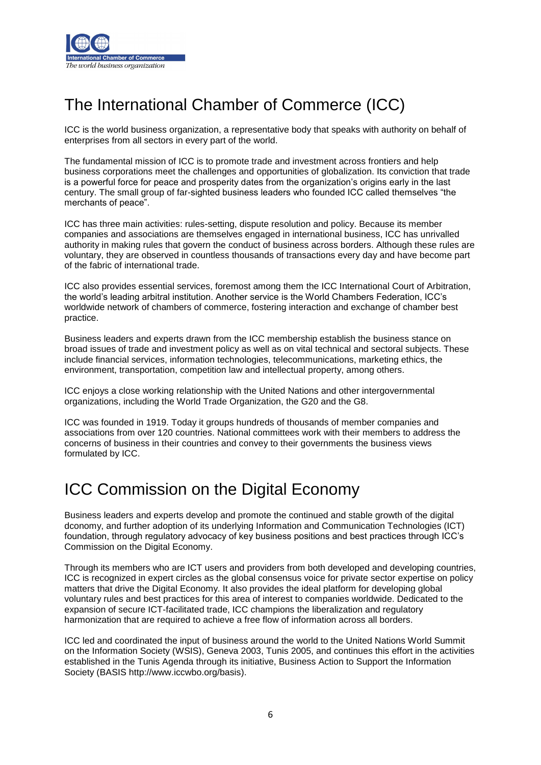# The International Chamber of Commerce (ICC)

ICC is the world business organization, a representative body that speaks with authority on behalf of enterprises from all sectors in every part of the world.

The fundamental mission of ICC is to promote trade and investment across frontiers and help business corporations meet the challenges and opportunities of globalization. Its conviction that trade is a powerful force for peace and prosperity dates from the organization's origins early in the last century. The small group of far-sighted business leaders who founded ICC called themselves "the merchants of peace".

ICC has three main activities: rules-setting, dispute resolution and policy. Because its member companies and associations are themselves engaged in international business, ICC has unrivalled authority in making rules that govern the conduct of business across borders. Although these rules are voluntary, they are observed in countless thousands of transactions every day and have become part of the fabric of international trade.

ICC also provides essential services, foremost among them the ICC International Court of Arbitration, the world's leading arbitral institution. Another service is the World Chambers Federation, ICC's worldwide network of chambers of commerce, fostering interaction and exchange of chamber best practice.

Business leaders and experts drawn from the ICC membership establish the business stance on broad issues of trade and investment policy as well as on vital technical and sectoral subjects. These include financial services, information technologies, telecommunications, marketing ethics, the environment, transportation, competition law and intellectual property, among others.

ICC enjoys a close working relationship with the United Nations and other intergovernmental organizations, including the World Trade Organization, the G20 and the G8.

ICC was founded in 1919. Today it groups hundreds of thousands of member companies and associations from over 120 countries. National committees work with their members to address the concerns of business in their countries and convey to their governments the business views formulated by ICC.

# ICC Commission on the Digital Economy

Business leaders and experts develop and promote the continued and stable growth of the digital dconomy, and further adoption of its underlying Information and Communication Technologies (ICT) foundation, through regulatory advocacy of key business positions and best practices through ICC's Commission on the Digital Economy.

Through its members who are ICT users and providers from both developed and developing countries, ICC is recognized in expert circles as the global consensus voice for private sector expertise on policy matters that drive the Digital Economy. It also provides the ideal platform for developing global voluntary rules and best practices for this area of interest to companies worldwide. Dedicated to the expansion of secure ICT-facilitated trade, ICC champions the liberalization and regulatory harmonization that are required to achieve a free flow of information across all borders.

ICC led and coordinated the input of business around the world to the United Nations World Summit on the Information Society (WSIS), Geneva 2003, Tunis 2005, and continues this effort in the activities established in the Tunis Agenda through its initiative, Business Action to Support the Information Society (BASIS http://www.iccwbo.org/basis).